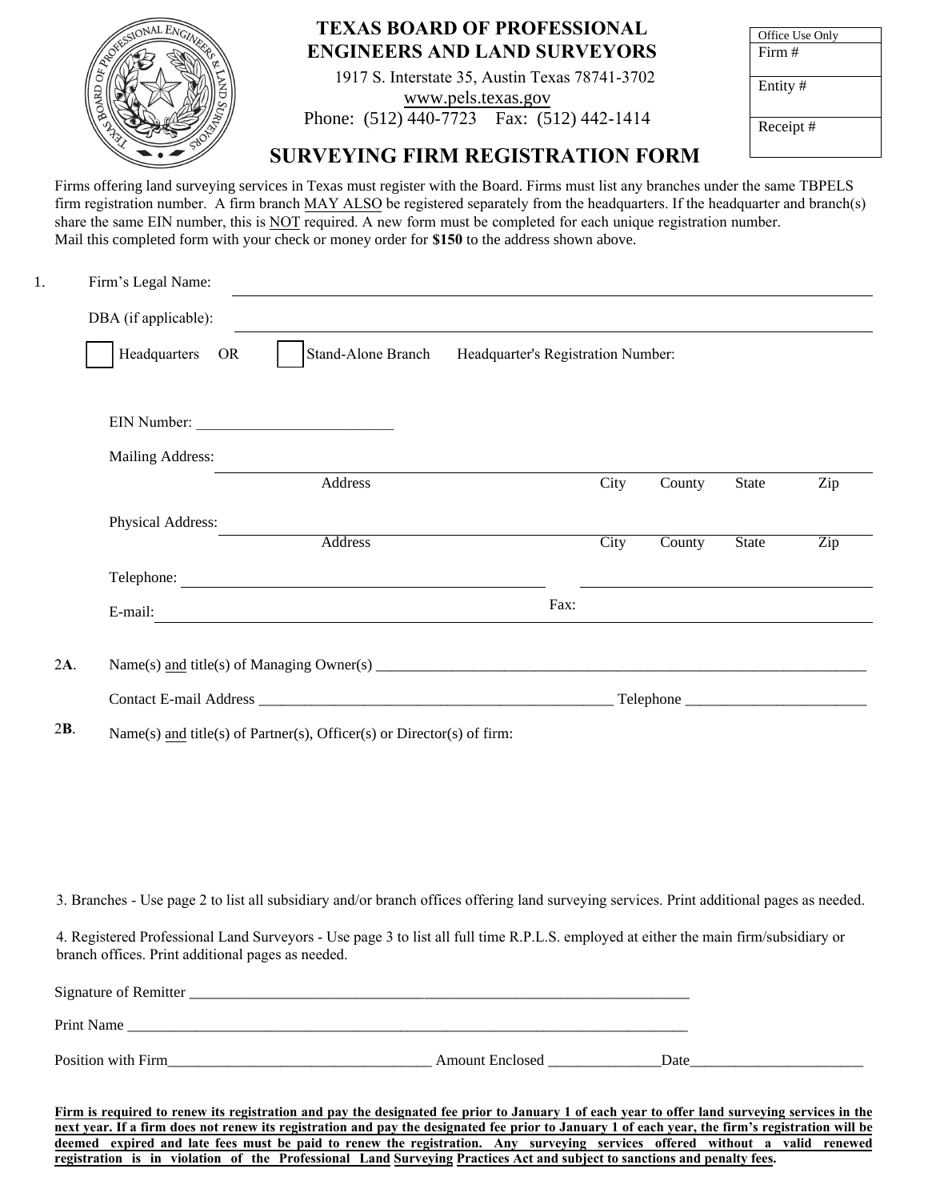# TEXAS BOARD OF PROFESSIONAL ENGINEERS AND LAND SURVEYORS

1917 S. Interstate 35, Austin Texas 78741-3702
www.pels.texas.gov
Phone: (512) 440-7723 Fax: (512) 442-1414

| Office Use Only |
|---|
| Firm # |
| Entity # |
| Receipt # |

## SURVEYING FIRM REGISTRATION FORM

Firms offering land surveying services in Texas must register with the Board. Firms must list any branches under the same TBPELS firm registration number. A firm branch MAY ALSO be registered separately from the headquarters. If the headquarter and branch(s) share the same EIN number, this is NOT required. A new form must be completed for each unique registration number.
Mail this completed form with your check or money order for **$150** to the address shown above.

1. Firm's Legal Name: ____________________

   DBA (if applicable): ____________________

   ☐ Headquarters OR ☐ Stand-Alone Branch Headquarter's Registration Number:

   EIN Number: ____________________

   Mailing Address: ____________________
   Address City County State Zip

   Physical Address: ____________________
   Address City County State Zip

   Telephone: ____________________ Fax: ____________________

   E-mail: ____________________

**2A.** Name(s) and title(s) of Managing Owner(s) ____________________

Contact E-mail Address ____________________ Telephone ____________________

**2B.** Name(s) and title(s) of Partner(s), Officer(s) or Director(s) of firm:

3. Branches - Use page 2 to list all subsidiary and/or branch offices offering land surveying services. Print additional pages as needed.

4. Registered Professional Land Surveyors - Use page 3 to list all full time R.P.L.S. employed at either the main firm/subsidiary or branch offices. Print additional pages as needed.

Signature of Remitter ____________________

Print Name ____________________

Position with Firm____________________ Amount Enclosed ______________Date____________________

**Firm is required to renew its registration and pay the designated fee prior to January 1 of each year to offer land surveying services in the next year. If a firm does not renew its registration and pay the designated fee prior to January 1 of each year, the firm's registration will be deemed expired and late fees must be paid to renew the registration. Any surveying services offered without a valid renewed registration is in violation of the Professional Land Surveying Practices Act and subject to sanctions and penalty fees.**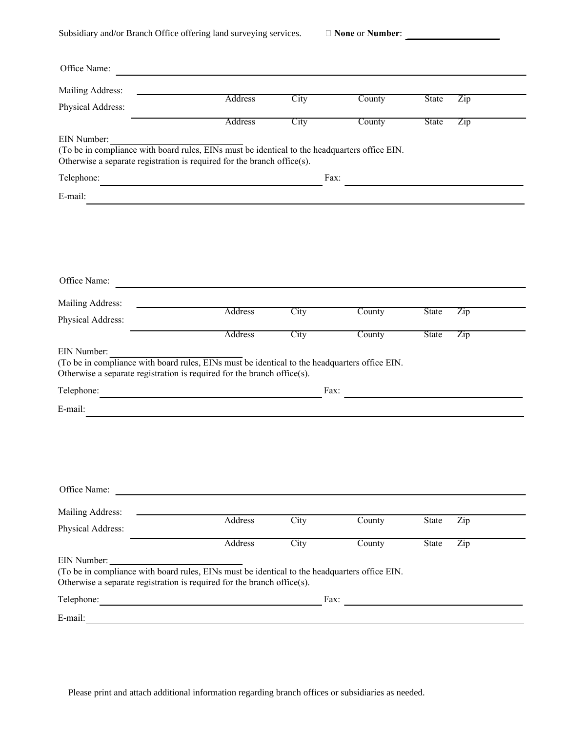Subsidiary and/or Branch Office offering land surveying services. ☐ **None** or **Number**: ____________________

Office Name: ______________________________________________________________

Mailing Address: ______________________________________________________________

Address City County State Zip

Physical Address: ______________________________________________________________

Address City County State Zip

EIN Number: ____________________________

(To be in compliance with board rules, EINs must be identical to the headquarters office EIN. Otherwise a separate registration is required for the branch office(s).

Telephone: ______________________________ Fax: ______________________________

E-mail: ______________________________________________________________

Office Name: ______________________________________________________________

Mailing Address: ______________________________________________________________

Address City County State Zip

Physical Address: ______________________________________________________________

Address City County State Zip

EIN Number: ____________________________

(To be in compliance with board rules, EINs must be identical to the headquarters office EIN. Otherwise a separate registration is required for the branch office(s).

Telephone: ______________________________ Fax: ______________________________

E-mail: ______________________________________________________________

Office Name: ______________________________________________________________

Mailing Address: ______________________________________________________________

Address City County State Zip

Physical Address: ______________________________________________________________

Address City County State Zip

EIN Number: ____________________________

(To be in compliance with board rules, EINs must be identical to the headquarters office EIN. Otherwise a separate registration is required for the branch office(s).

Telephone: ______________________________ Fax: ______________________________

E-mail: ______________________________________________________________

Please print and attach additional information regarding branch offices or subsidiaries as needed.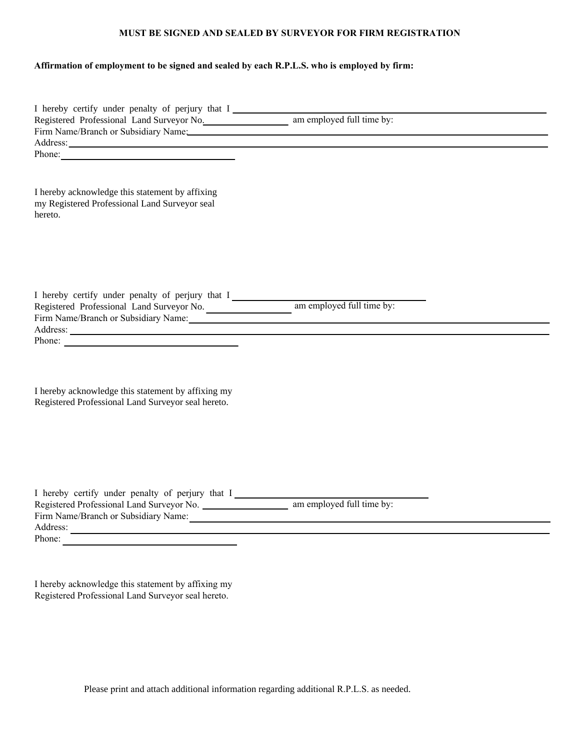**MUST BE SIGNED AND SEALED BY SURVEYOR FOR FIRM REGISTRATION**

**Affirmation of employment to be signed and sealed by each R.P.L.S. who is employed by firm:**

I hereby certify under penalty of perjury that I ______________________________
Registered Professional Land Surveyor No.______________ am employed full time by:
Firm Name/Branch or Subsidiary Name:______________________________
Address:______________________________
Phone:______________________________

I hereby acknowledge this statement by affixing my Registered Professional Land Surveyor seal hereto.

I hereby certify under penalty of perjury that I ______________________________
Registered Professional Land Surveyor No. ______________ am employed full time by:
Firm Name/Branch or Subsidiary Name:______________________________
Address: ______________________________
Phone: ______________________________

I hereby acknowledge this statement by affixing my Registered Professional Land Surveyor seal hereto.

I hereby certify under penalty of perjury that I ______________________________
Registered Professional Land Surveyor No. ______________ am employed full time by:
Firm Name/Branch or Subsidiary Name: ______________________________
Address: ______________________________
Phone: ______________________________

I hereby acknowledge this statement by affixing my Registered Professional Land Surveyor seal hereto.

Please print and attach additional information regarding additional R.P.L.S. as needed.